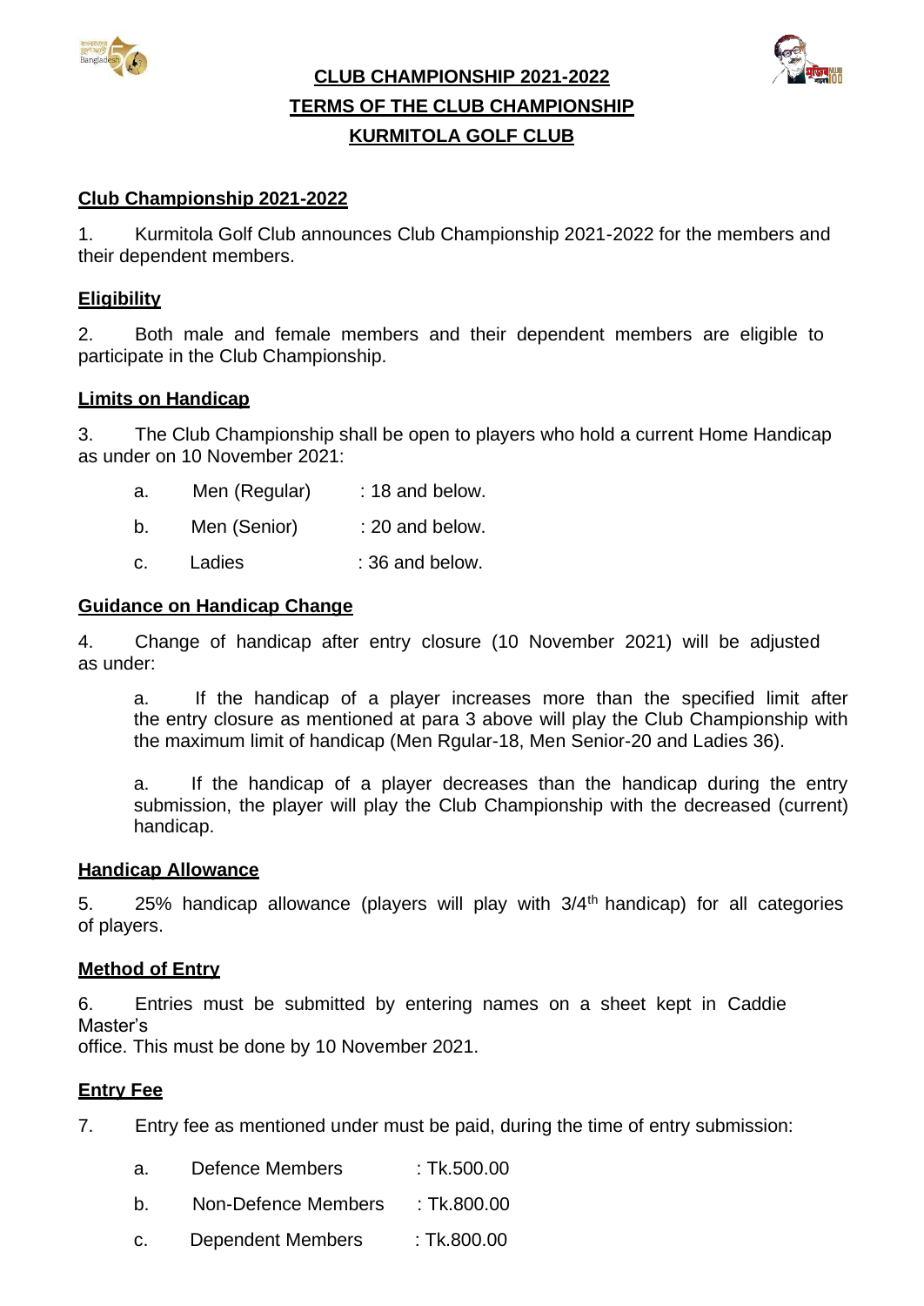**CLUB CHAMPIONSHIP 2021-2022**

**TERMS OF THE CLUB CHAMPIONSHIP**

**KURMITOLA GOLF CLUB**

## Club Championship 2021-2022

1. Kurmitola Golf Club announces Club Championship 2021-2022 for the members and their dependent members.

## Eligibility

2. Both male and female members and their dependent members are eligible to participate in the Club Championship.

## Limits on Handicap

3. The Club Championship shall be open to players who hold a current Home Handicap as under on 10 November 2021:

   a. Men (Regular) : 18 and below.

   b. Men (Senior) : 20 and below.

   c. Ladies : 36 and below.

## Guidance on Handicap Change

4. Change of handicap after entry closure (10 November 2021) will be adjusted as under:

   a. If the handicap of a player increases more than the specified limit after the entry closure as mentioned at para 3 above will play the Club Championship with the maximum limit of handicap (Men Rgular-18, Men Senior-20 and Ladies 36).

   a. If the handicap of a player decreases than the handicap during the entry submission, the player will play the Club Championship with the decreased (current) handicap.

## Handicap Allowance

5. 25% handicap allowance (players will play with 3/4th handicap) for all categories of players.

## Method of Entry

6. Entries must be submitted by entering names on a sheet kept in Caddie Master's office. This must be done by 10 November 2021.

## Entry Fee

7. Entry fee as mentioned under must be paid, during the time of entry submission:

   a. Defence Members : Tk.500.00

   b. Non-Defence Members : Tk.800.00

   c. Dependent Members : Tk.800.00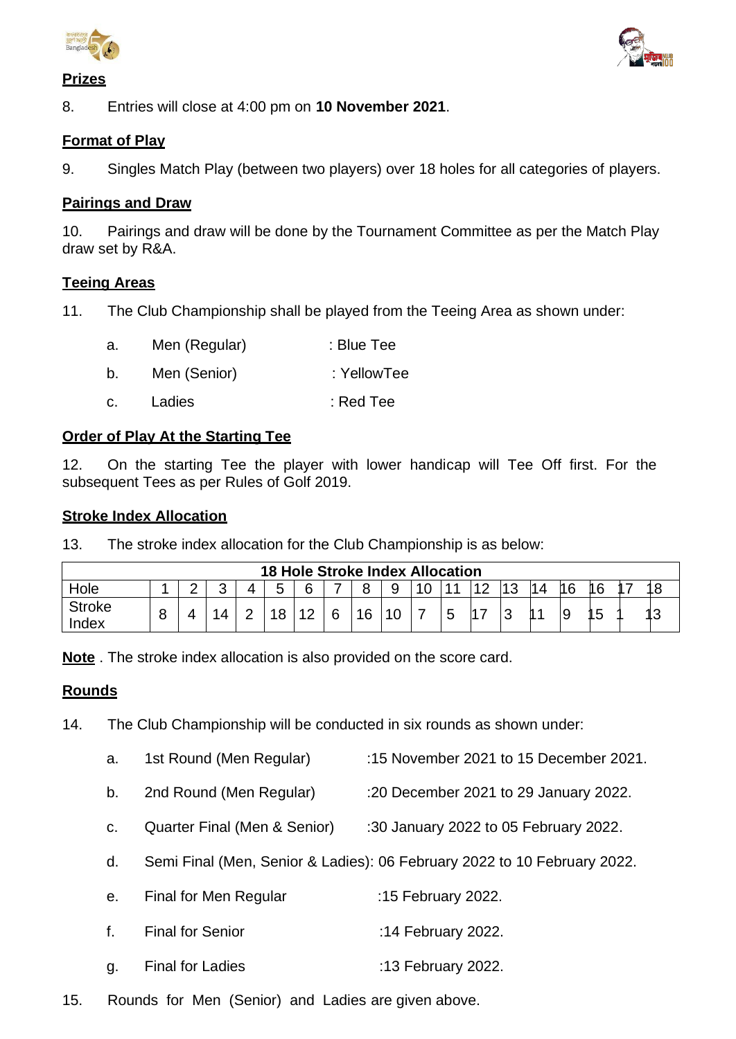**Prizes**

8. Entries will close at 4:00 pm on **10 November 2021**.

**Format of Play**

9. Singles Match Play (between two players) over 18 holes for all categories of players.

**Pairings and Draw**

10. Pairings and draw will be done by the Tournament Committee as per the Match Play draw set by R&A.

**Teeing Areas**

11. The Club Championship shall be played from the Teeing Area as shown under:

a. Men (Regular) : Blue Tee

b. Men (Senior) : YellowTee

c. Ladies : Red Tee

**Order of Play At the Starting Tee**

12. On the starting Tee the player with lower handicap will Tee Off first. For the subsequent Tees as per Rules of Golf 2019.

**Stroke Index Allocation**

13. The stroke index allocation for the Club Championship is as below:

| 18 Hole Stroke Index Allocation | | | | | | | | | | | | | | | | | | |
|---|---|---|---|---|---|---|---|---|---|---|---|---|---|---|---|---|---|---|
| Hole | 1 | 2 | 3 | 4 | 5 | 6 | 7 | 8 | 9 | 10 | 11 | 12 | 13 | 14 | 16 | 16 | 17 | 18 |
| Stroke Index | 8 | 4 | 14 | 2 | 18 | 12 | 6 | 16 | 10 | 7 | 5 | 17 | 3 | 11 | 9 | 15 | 1 | 13 |

**Note** . The stroke index allocation is also provided on the score card.

**Rounds**

14. The Club Championship will be conducted in six rounds as shown under:

a. 1st Round (Men Regular) :15 November 2021 to 15 December 2021.

b. 2nd Round (Men Regular) :20 December 2021 to 29 January 2022.

c. Quarter Final (Men & Senior) :30 January 2022 to 05 February 2022.

d. Semi Final (Men, Senior & Ladies): 06 February 2022 to 10 February 2022.

e. Final for Men Regular :15 February 2022.

f. Final for Senior :14 February 2022.

g. Final for Ladies :13 February 2022.

15. Rounds for Men (Senior) and Ladies are given above.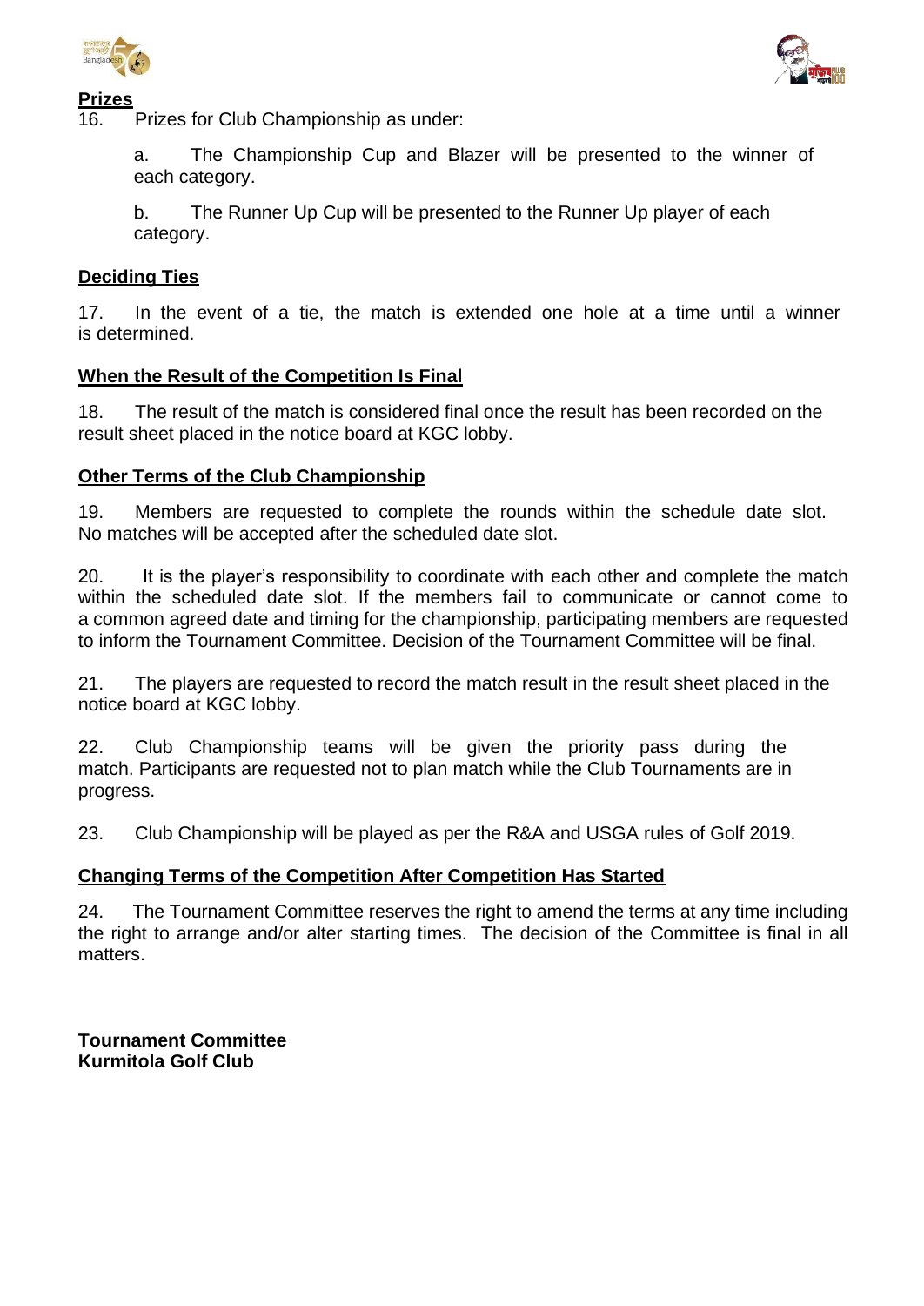## Prizes

16. Prizes for Club Championship as under:

a. The Championship Cup and Blazer will be presented to the winner of each category.

b. The Runner Up Cup will be presented to the Runner Up player of each category.

## Deciding Ties

17. In the event of a tie, the match is extended one hole at a time until a winner is determined.

## When the Result of the Competition Is Final

18. The result of the match is considered final once the result has been recorded on the result sheet placed in the notice board at KGC lobby.

## Other Terms of the Club Championship

19. Members are requested to complete the rounds within the schedule date slot. No matches will be accepted after the scheduled date slot.

20. It is the player's responsibility to coordinate with each other and complete the match within the scheduled date slot. If the members fail to communicate or cannot come to a common agreed date and timing for the championship, participating members are requested to inform the Tournament Committee. Decision of the Tournament Committee will be final.

21. The players are requested to record the match result in the result sheet placed in the notice board at KGC lobby.

22. Club Championship teams will be given the priority pass during the match. Participants are requested not to plan match while the Club Tournaments are in progress.

23. Club Championship will be played as per the R&A and USGA rules of Golf 2019.

## Changing Terms of the Competition After Competition Has Started

24. The Tournament Committee reserves the right to amend the terms at any time including the right to arrange and/or alter starting times. The decision of the Committee is final in all matters.

**Tournament Committee**
**Kurmitola Golf Club**